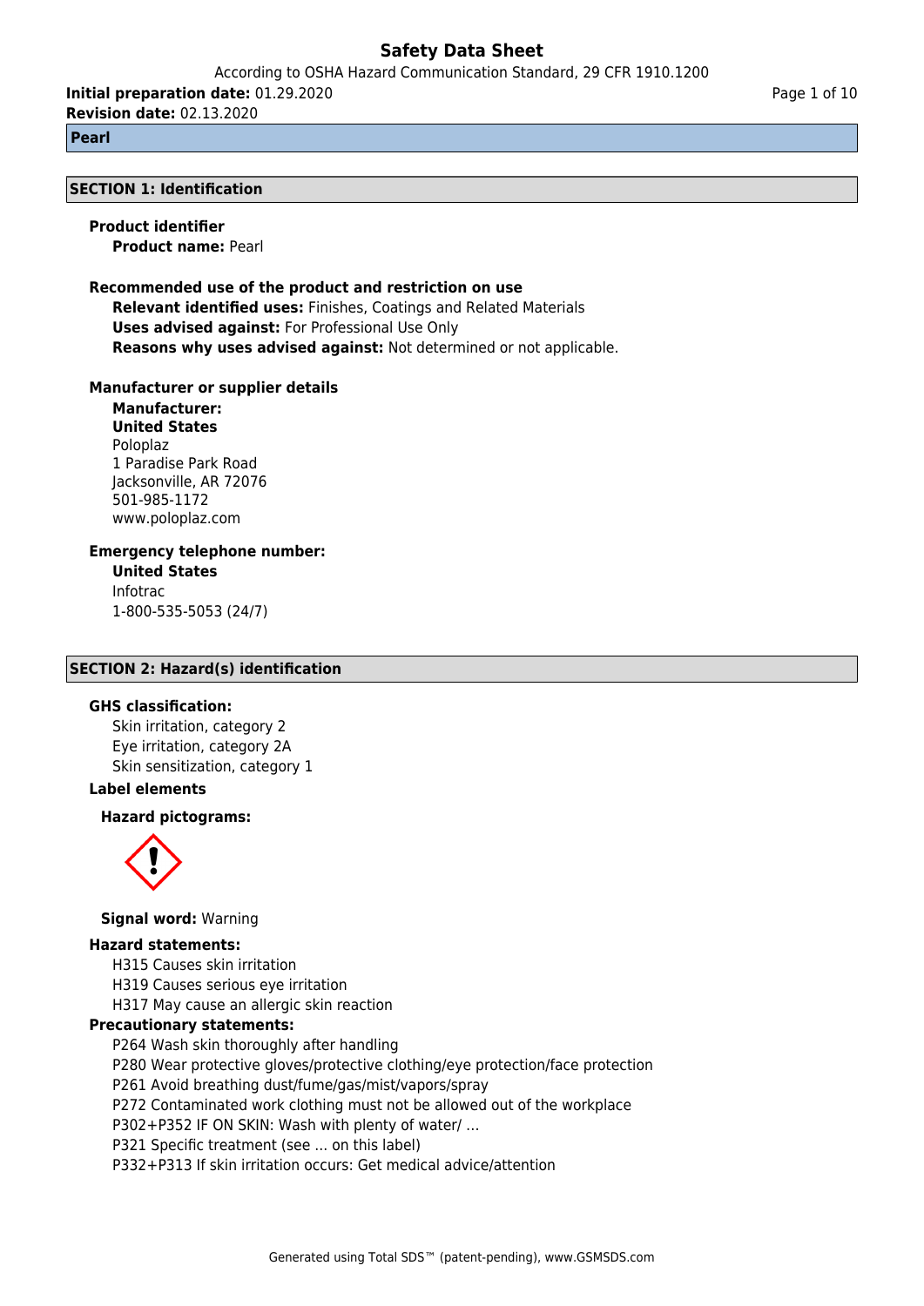# Safety Data Sheet

According to OSHA Hazard Communication Standard, 29 CFR 1910.1200

**Initial preparation date:** 01.29.2020

**Revision date:** 02.13.2020

**Pearl**

## SECTION 1: Identification

**Product identifier**

**Product name:** Pearl

**Recommended use of the product and restriction on use**

**Relevant identified uses:** Finishes, Coatings and Related Materials

**Uses advised against:** For Professional Use Only

**Reasons why uses advised against:** Not determined or not applicable.

**Manufacturer or supplier details**

**Manufacturer:**

**United States**

Poloplaz
1 Paradise Park Road
Jacksonville, AR 72076
501-985-1172
www.poloplaz.com

**Emergency telephone number:**

**United States**

Infotrac
1-800-535-5053 (24/7)

## SECTION 2: Hazard(s) identification

**GHS classification:**

Skin irritation, category 2
Eye irritation, category 2A
Skin sensitization, category 1

**Label elements**

**Hazard pictograms:**

**Signal word:** Warning

**Hazard statements:**

H315 Causes skin irritation
H319 Causes serious eye irritation
H317 May cause an allergic skin reaction

**Precautionary statements:**

P264 Wash skin thoroughly after handling
P280 Wear protective gloves/protective clothing/eye protection/face protection
P261 Avoid breathing dust/fume/gas/mist/vapors/spray
P272 Contaminated work clothing must not be allowed out of the workplace
P302+P352 IF ON SKIN: Wash with plenty of water/ ...
P321 Specific treatment (see ... on this label)
P332+P313 If skin irritation occurs: Get medical advice/attention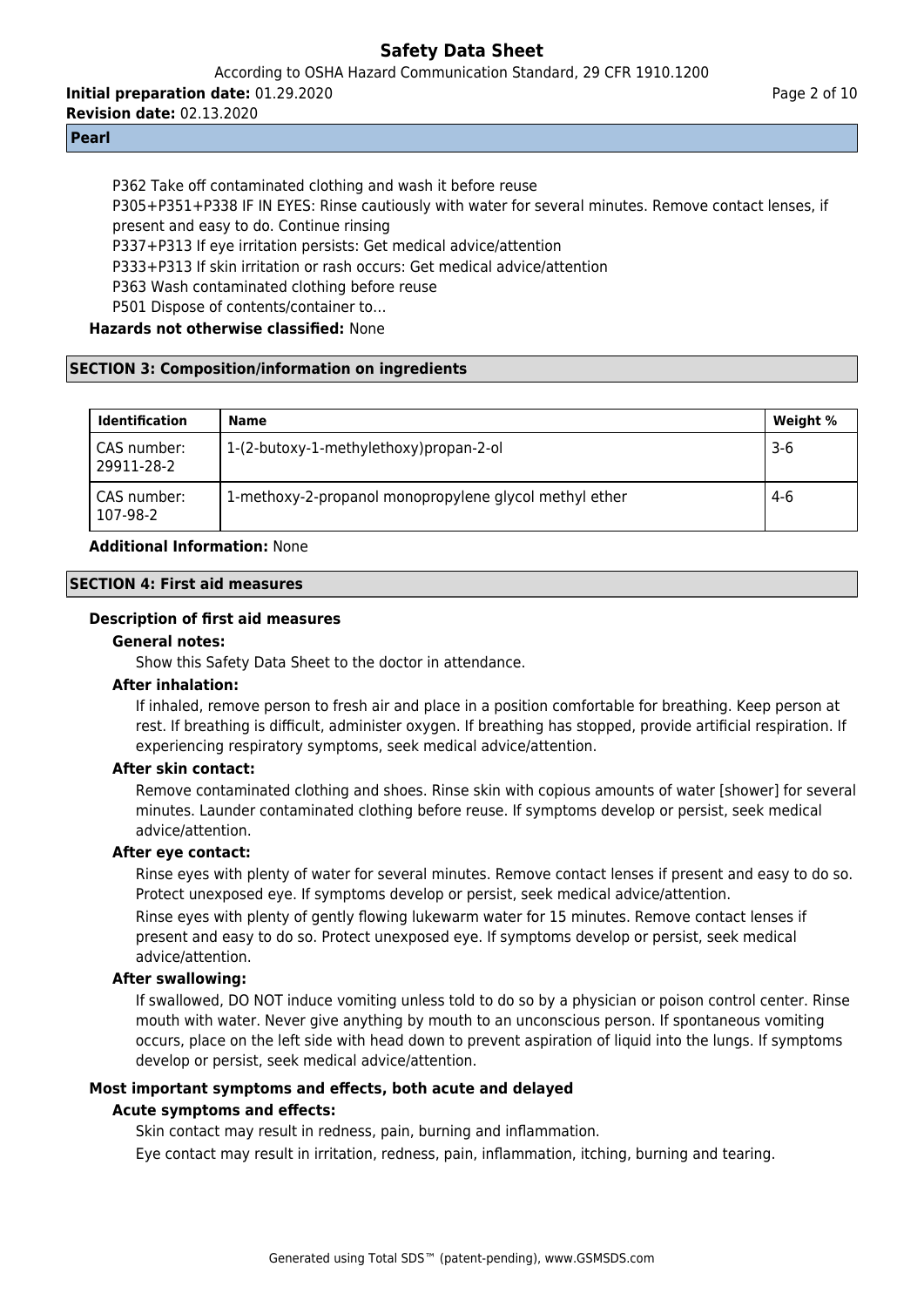P362 Take off contaminated clothing and wash it before reuse
P305+P351+P338 IF IN EYES: Rinse cautiously with water for several minutes. Remove contact lenses, if present and easy to do. Continue rinsing
P337+P313 If eye irritation persists: Get medical advice/attention
P333+P313 If skin irritation or rash occurs: Get medical advice/attention
P363 Wash contaminated clothing before reuse
P501 Dispose of contents/container to…

**Hazards not otherwise classified:** None

## SECTION 3: Composition/information on ingredients

| Identification | Name | Weight % |
|---|---|---|
| CAS number: 29911-28-2 | 1-(2-butoxy-1-methylethoxy)propan-2-ol | 3-6 |
| CAS number: 107-98-2 | 1-methoxy-2-propanol monopropylene glycol methyl ether | 4-6 |

**Additional Information:** None

## SECTION 4: First aid measures

### Description of first aid measures

**General notes:**

Show this Safety Data Sheet to the doctor in attendance.

**After inhalation:**

If inhaled, remove person to fresh air and place in a position comfortable for breathing. Keep person at rest. If breathing is difficult, administer oxygen. If breathing has stopped, provide artificial respiration. If experiencing respiratory symptoms, seek medical advice/attention.

**After skin contact:**

Remove contaminated clothing and shoes. Rinse skin with copious amounts of water [shower] for several minutes. Launder contaminated clothing before reuse. If symptoms develop or persist, seek medical advice/attention.

**After eye contact:**

Rinse eyes with plenty of water for several minutes. Remove contact lenses if present and easy to do so. Protect unexposed eye. If symptoms develop or persist, seek medical advice/attention.

Rinse eyes with plenty of gently flowing lukewarm water for 15 minutes. Remove contact lenses if present and easy to do so. Protect unexposed eye. If symptoms develop or persist, seek medical advice/attention.

**After swallowing:**

If swallowed, DO NOT induce vomiting unless told to do so by a physician or poison control center. Rinse mouth with water. Never give anything by mouth to an unconscious person. If spontaneous vomiting occurs, place on the left side with head down to prevent aspiration of liquid into the lungs. If symptoms develop or persist, seek medical advice/attention.

### Most important symptoms and effects, both acute and delayed

**Acute symptoms and effects:**

Skin contact may result in redness, pain, burning and inflammation.

Eye contact may result in irritation, redness, pain, inflammation, itching, burning and tearing.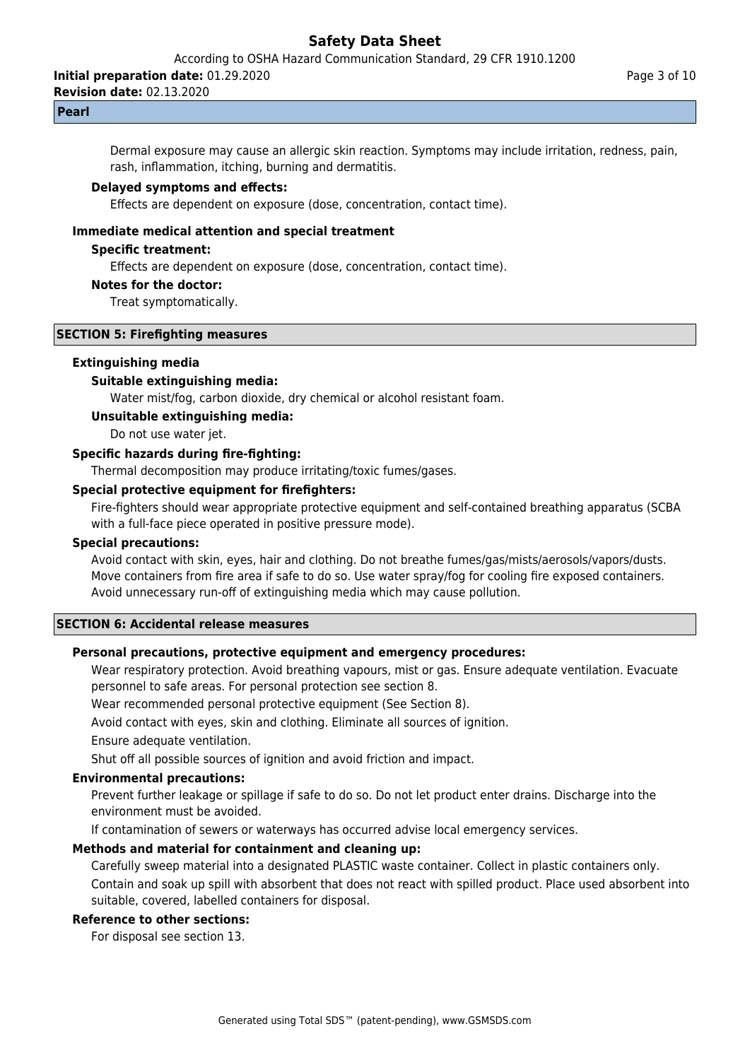Dermal exposure may cause an allergic skin reaction. Symptoms may include irritation, redness, pain, rash, inflammation, itching, burning and dermatitis.

**Delayed symptoms and effects:**

Effects are dependent on exposure (dose, concentration, contact time).

**Immediate medical attention and special treatment**

**Specific treatment:**

Effects are dependent on exposure (dose, concentration, contact time).

**Notes for the doctor:**

Treat symptomatically.

## SECTION 5: Firefighting measures

**Extinguishing media**

**Suitable extinguishing media:**

Water mist/fog, carbon dioxide, dry chemical or alcohol resistant foam.

**Unsuitable extinguishing media:**

Do not use water jet.

**Specific hazards during fire-fighting:**

Thermal decomposition may produce irritating/toxic fumes/gases.

**Special protective equipment for firefighters:**

Fire-fighters should wear appropriate protective equipment and self-contained breathing apparatus (SCBA with a full-face piece operated in positive pressure mode).

**Special precautions:**

Avoid contact with skin, eyes, hair and clothing. Do not breathe fumes/gas/mists/aerosols/vapors/dusts. Move containers from fire area if safe to do so. Use water spray/fog for cooling fire exposed containers. Avoid unnecessary run-off of extinguishing media which may cause pollution.

## SECTION 6: Accidental release measures

**Personal precautions, protective equipment and emergency procedures:**

Wear respiratory protection. Avoid breathing vapours, mist or gas. Ensure adequate ventilation. Evacuate personnel to safe areas. For personal protection see section 8.

Wear recommended personal protective equipment (See Section 8).

Avoid contact with eyes, skin and clothing. Eliminate all sources of ignition.

Ensure adequate ventilation.

Shut off all possible sources of ignition and avoid friction and impact.

**Environmental precautions:**

Prevent further leakage or spillage if safe to do so. Do not let product enter drains. Discharge into the environment must be avoided.

If contamination of sewers or waterways has occurred advise local emergency services.

**Methods and material for containment and cleaning up:**

Carefully sweep material into a designated PLASTIC waste container. Collect in plastic containers only.

Contain and soak up spill with absorbent that does not react with spilled product. Place used absorbent into suitable, covered, labelled containers for disposal.

**Reference to other sections:**

For disposal see section 13.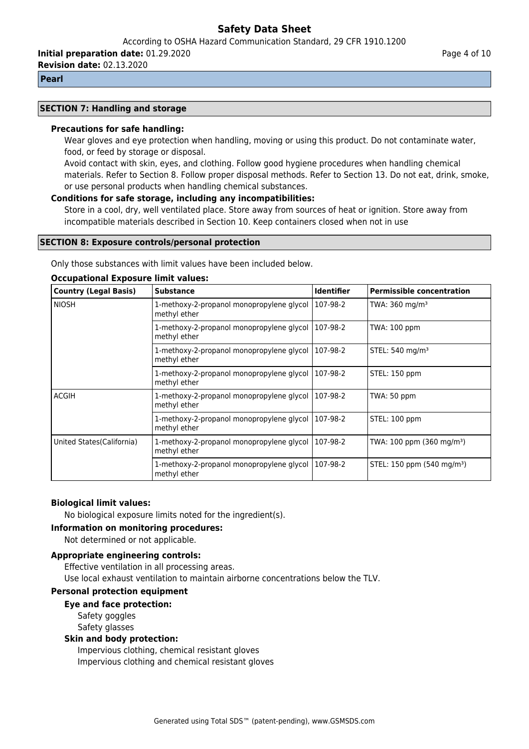## SECTION 7: Handling and storage

**Precautions for safe handling:**

Wear gloves and eye protection when handling, moving or using this product. Do not contaminate water, food, or feed by storage or disposal.

Avoid contact with skin, eyes, and clothing. Follow good hygiene procedures when handling chemical materials. Refer to Section 8. Follow proper disposal methods. Refer to Section 13. Do not eat, drink, smoke, or use personal products when handling chemical substances.

**Conditions for safe storage, including any incompatibilities:**

Store in a cool, dry, well ventilated place. Store away from sources of heat or ignition. Store away from incompatible materials described in Section 10. Keep containers closed when not in use

## SECTION 8: Exposure controls/personal protection

Only those substances with limit values have been included below.

**Occupational Exposure limit values:**

| Country (Legal Basis) | Substance | Identifier | Permissible concentration |
|---|---|---|---|
| NIOSH | 1-methoxy-2-propanol monopropylene glycol methyl ether | 107-98-2 | TWA: 360 mg/m³ |
| | 1-methoxy-2-propanol monopropylene glycol methyl ether | 107-98-2 | TWA: 100 ppm |
| | 1-methoxy-2-propanol monopropylene glycol methyl ether | 107-98-2 | STEL: 540 mg/m³ |
| | 1-methoxy-2-propanol monopropylene glycol methyl ether | 107-98-2 | STEL: 150 ppm |
| ACGIH | 1-methoxy-2-propanol monopropylene glycol methyl ether | 107-98-2 | TWA: 50 ppm |
| | 1-methoxy-2-propanol monopropylene glycol methyl ether | 107-98-2 | STEL: 100 ppm |
| United States(California) | 1-methoxy-2-propanol monopropylene glycol methyl ether | 107-98-2 | TWA: 100 ppm (360 mg/m³) |
| | 1-methoxy-2-propanol monopropylene glycol methyl ether | 107-98-2 | STEL: 150 ppm (540 mg/m³) |

**Biological limit values:**

No biological exposure limits noted for the ingredient(s).

**Information on monitoring procedures:**

Not determined or not applicable.

**Appropriate engineering controls:**

Effective ventilation in all processing areas.

Use local exhaust ventilation to maintain airborne concentrations below the TLV.

**Personal protection equipment**

**Eye and face protection:**

Safety goggles

Safety glasses

**Skin and body protection:**

Impervious clothing, chemical resistant gloves

Impervious clothing and chemical resistant gloves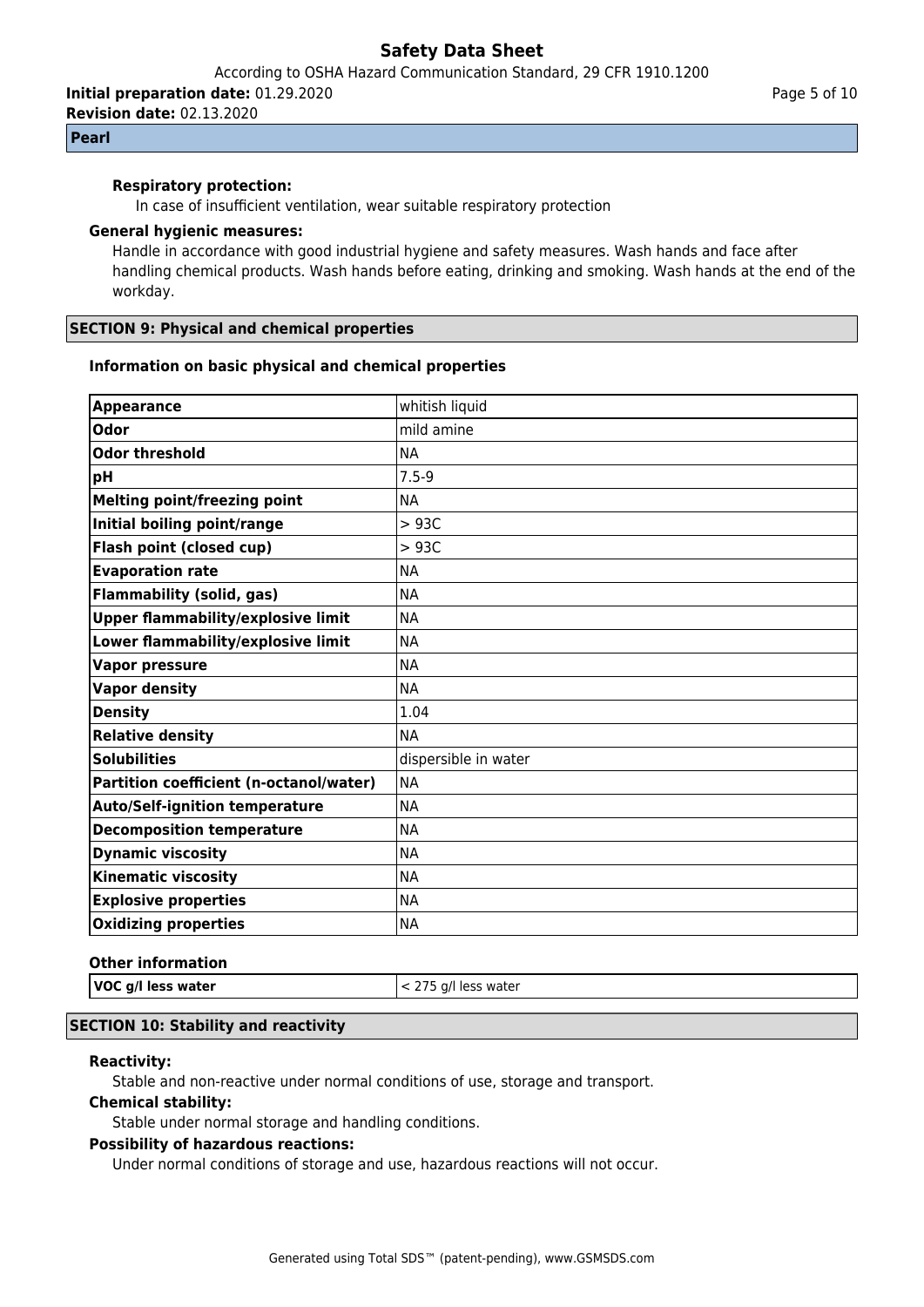**Respiratory protection:**

In case of insufficient ventilation, wear suitable respiratory protection

**General hygienic measures:**

Handle in accordance with good industrial hygiene and safety measures. Wash hands and face after handling chemical products. Wash hands before eating, drinking and smoking. Wash hands at the end of the workday.

## SECTION 9: Physical and chemical properties

### Information on basic physical and chemical properties

| Appearance | whitish liquid |
|---|---|
| Odor | mild amine |
| Odor threshold | NA |
| pH | 7.5-9 |
| Melting point/freezing point | NA |
| Initial boiling point/range | > 93C |
| Flash point (closed cup) | > 93C |
| Evaporation rate | NA |
| Flammability (solid, gas) | NA |
| Upper flammability/explosive limit | NA |
| Lower flammability/explosive limit | NA |
| Vapor pressure | NA |
| Vapor density | NA |
| Density | 1.04 |
| Relative density | NA |
| Solubilities | dispersible in water |
| Partition coefficient (n-octanol/water) | NA |
| Auto/Self-ignition temperature | NA |
| Decomposition temperature | NA |
| Dynamic viscosity | NA |
| Kinematic viscosity | NA |
| Explosive properties | NA |
| Oxidizing properties | NA |

### Other information

| VOC g/l less water | < 275 g/l less water |
|---|---|

## SECTION 10: Stability and reactivity

**Reactivity:**

Stable and non-reactive under normal conditions of use, storage and transport.

**Chemical stability:**

Stable under normal storage and handling conditions.

**Possibility of hazardous reactions:**

Under normal conditions of storage and use, hazardous reactions will not occur.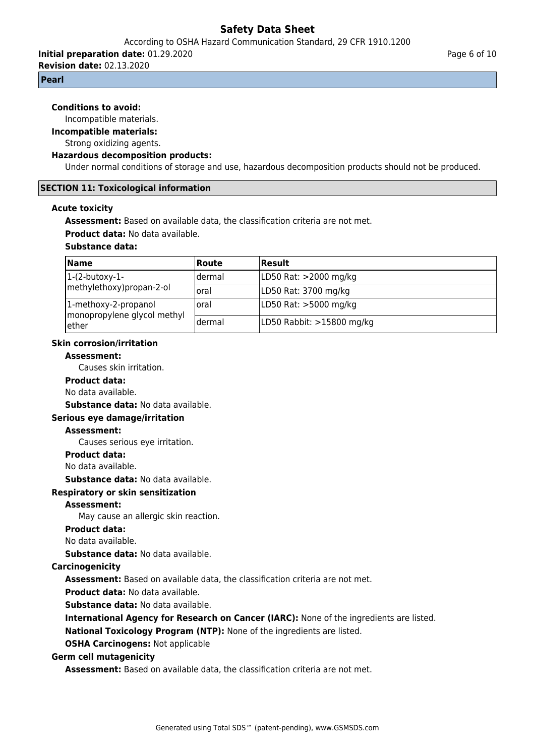**Pearl**

**Conditions to avoid:**

Incompatible materials.

**Incompatible materials:**

Strong oxidizing agents.

**Hazardous decomposition products:**

Under normal conditions of storage and use, hazardous decomposition products should not be produced.

## SECTION 11: Toxicological information

### Acute toxicity

**Assessment:** Based on available data, the classification criteria are not met.

**Product data:** No data available.

**Substance data:**

| Name | Route | Result |
|---|---|---|
| 1-(2-butoxy-1-methylethoxy)propan-2-ol | dermal | LD50 Rat: >2000 mg/kg |
| | oral | LD50 Rat: 3700 mg/kg |
| 1-methoxy-2-propanol monopropylene glycol methyl ether | oral | LD50 Rat: >5000 mg/kg |
| | dermal | LD50 Rabbit: >15800 mg/kg |

### Skin corrosion/irritation

**Assessment:**

Causes skin irritation.

**Product data:**

No data available.

**Substance data:** No data available.

### Serious eye damage/irritation

**Assessment:**

Causes serious eye irritation.

**Product data:**

No data available.

**Substance data:** No data available.

### Respiratory or skin sensitization

**Assessment:**

May cause an allergic skin reaction.

**Product data:**

No data available.

**Substance data:** No data available.

### Carcinogenicity

**Assessment:** Based on available data, the classification criteria are not met.

**Product data:** No data available.

**Substance data:** No data available.

**International Agency for Research on Cancer (IARC):** None of the ingredients are listed.

**National Toxicology Program (NTP):** None of the ingredients are listed.

**OSHA Carcinogens:** Not applicable

### Germ cell mutagenicity

**Assessment:** Based on available data, the classification criteria are not met.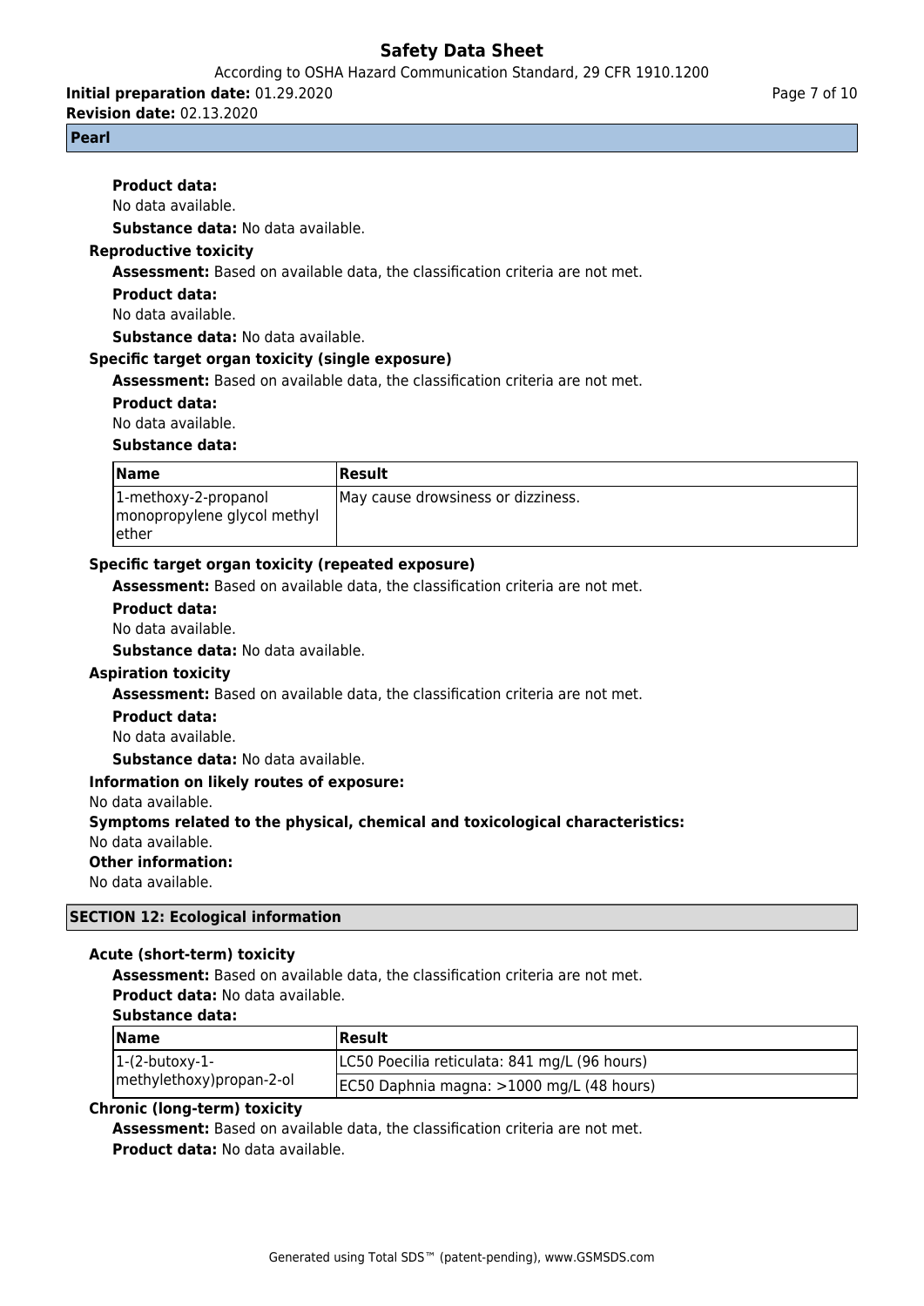**Product data:**
No data available.

**Substance data:** No data available.

**Reproductive toxicity**

**Assessment:** Based on available data, the classification criteria are not met.

**Product data:**
No data available.

**Substance data:** No data available.

**Specific target organ toxicity (single exposure)**

**Assessment:** Based on available data, the classification criteria are not met.

**Product data:**
No data available.

**Substance data:**

| Name | Result |
|---|---|
| 1-methoxy-2-propanol monopropylene glycol methyl ether | May cause drowsiness or dizziness. |

**Specific target organ toxicity (repeated exposure)**

**Assessment:** Based on available data, the classification criteria are not met.

**Product data:**
No data available.

**Substance data:** No data available.

**Aspiration toxicity**

**Assessment:** Based on available data, the classification criteria are not met.

**Product data:**
No data available.

**Substance data:** No data available.

**Information on likely routes of exposure:**
No data available.

**Symptoms related to the physical, chemical and toxicological characteristics:**
No data available.

**Other information:**
No data available.

## SECTION 12: Ecological information

**Acute (short-term) toxicity**

**Assessment:** Based on available data, the classification criteria are not met.

**Product data:** No data available.

**Substance data:**

| Name | Result |
|---|---|
| 1-(2-butoxy-1-methylethoxy)propan-2-ol | LC50 Poecilia reticulata: 841 mg/L (96 hours) |
| | EC50 Daphnia magna: >1000 mg/L (48 hours) |

**Chronic (long-term) toxicity**

**Assessment:** Based on available data, the classification criteria are not met.

**Product data:** No data available.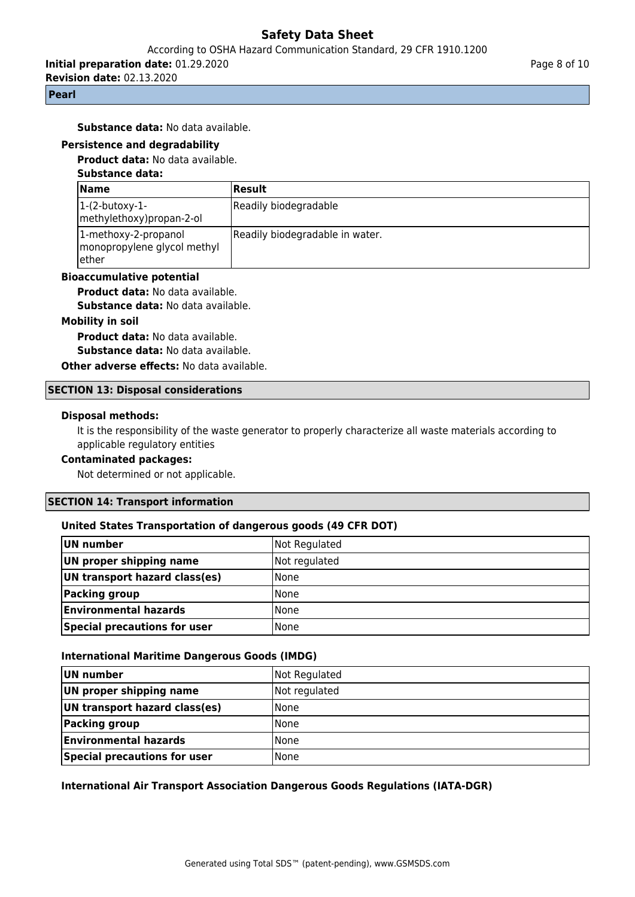**Substance data:** No data available.

**Persistence and degradability**

**Product data:** No data available.

**Substance data:**

| Name | Result |
|---|---|
| 1-(2-butoxy-1-methylethoxy)propan-2-ol | Readily biodegradable |
| 1-methoxy-2-propanol monopropylene glycol methyl ether | Readily biodegradable in water. |

**Bioaccumulative potential**

**Product data:** No data available.

**Substance data:** No data available.

**Mobility in soil**

**Product data:** No data available.

**Substance data:** No data available.

**Other adverse effects:** No data available.

## SECTION 13: Disposal considerations

**Disposal methods:**

It is the responsibility of the waste generator to properly characterize all waste materials according to applicable regulatory entities

**Contaminated packages:**

Not determined or not applicable.

## SECTION 14: Transport information

**United States Transportation of dangerous goods (49 CFR DOT)**

| UN number | Not Regulated |
|---|---|
| UN proper shipping name | Not regulated |
| UN transport hazard class(es) | None |
| Packing group | None |
| Environmental hazards | None |
| Special precautions for user | None |

**International Maritime Dangerous Goods (IMDG)**

| UN number | Not Regulated |
|---|---|
| UN proper shipping name | Not regulated |
| UN transport hazard class(es) | None |
| Packing group | None |
| Environmental hazards | None |
| Special precautions for user | None |

**International Air Transport Association Dangerous Goods Regulations (IATA-DGR)**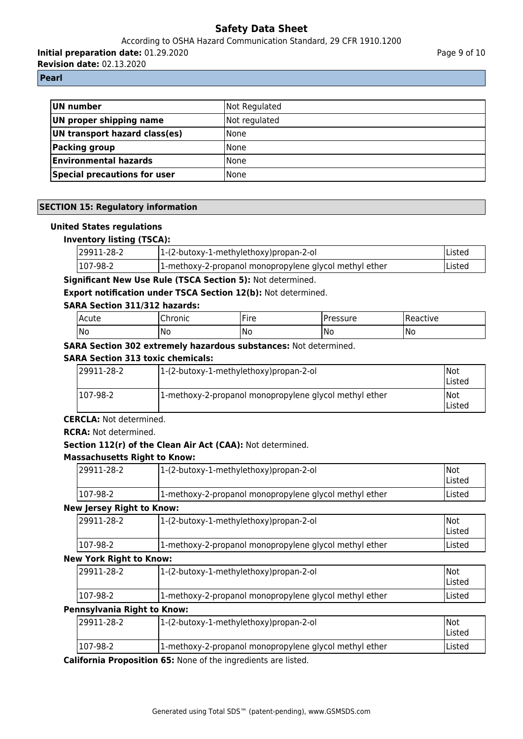**Pearl**

| UN number | Not Regulated |
|---|---|
| UN proper shipping name | Not regulated |
| UN transport hazard class(es) | None |
| Packing group | None |
| Environmental hazards | None |
| Special precautions for user | None |

## SECTION 15: Regulatory information

### United States regulations

**Inventory listing (TSCA):**

| 29911-28-2 | 1-(2-butoxy-1-methylethoxy)propan-2-ol | Listed |
|---|---|---|
| 107-98-2 | 1-methoxy-2-propanol monopropylene glycol methyl ether | Listed |

**Significant New Use Rule (TSCA Section 5):** Not determined.

**Export notification under TSCA Section 12(b):** Not determined.

**SARA Section 311/312 hazards:**

| Acute | Chronic | Fire | Pressure | Reactive |
|---|---|---|---|---|
| No | No | No | No | No |

**SARA Section 302 extremely hazardous substances:** Not determined.

**SARA Section 313 toxic chemicals:**

| 29911-28-2 | 1-(2-butoxy-1-methylethoxy)propan-2-ol | Not Listed |
|---|---|---|
| 107-98-2 | 1-methoxy-2-propanol monopropylene glycol methyl ether | Not Listed |

**CERCLA:** Not determined.

**RCRA:** Not determined.

**Section 112(r) of the Clean Air Act (CAA):** Not determined.

**Massachusetts Right to Know:**

| 29911-28-2 | 1-(2-butoxy-1-methylethoxy)propan-2-ol | Not Listed |
|---|---|---|
| 107-98-2 | 1-methoxy-2-propanol monopropylene glycol methyl ether | Listed |

**New Jersey Right to Know:**

| 29911-28-2 | 1-(2-butoxy-1-methylethoxy)propan-2-ol | Not Listed |
|---|---|---|
| 107-98-2 | 1-methoxy-2-propanol monopropylene glycol methyl ether | Listed |

**New York Right to Know:**

| 29911-28-2 | 1-(2-butoxy-1-methylethoxy)propan-2-ol | Not Listed |
|---|---|---|
| 107-98-2 | 1-methoxy-2-propanol monopropylene glycol methyl ether | Listed |

**Pennsylvania Right to Know:**

| 29911-28-2 | 1-(2-butoxy-1-methylethoxy)propan-2-ol | Not Listed |
|---|---|---|
| 107-98-2 | 1-methoxy-2-propanol monopropylene glycol methyl ether | Listed |

**California Proposition 65:** None of the ingredients are listed.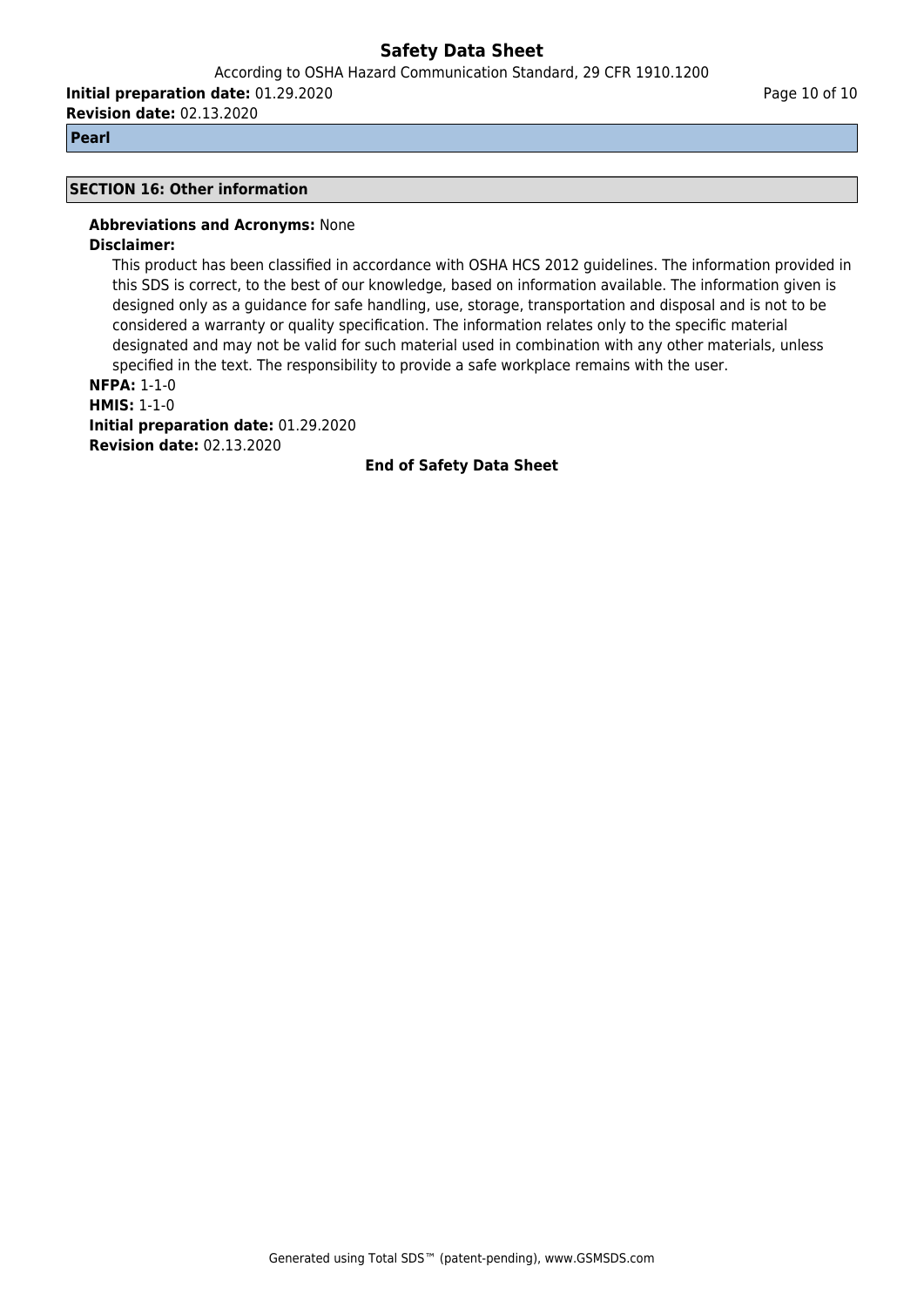**Pearl**

## SECTION 16: Other information

**Abbreviations and Acronyms:** None

**Disclaimer:**

This product has been classified in accordance with OSHA HCS 2012 guidelines. The information provided in this SDS is correct, to the best of our knowledge, based on information available. The information given is designed only as a guidance for safe handling, use, storage, transportation and disposal and is not to be considered a warranty or quality specification. The information relates only to the specific material designated and may not be valid for such material used in combination with any other materials, unless specified in the text. The responsibility to provide a safe workplace remains with the user.

**NFPA:** 1-1-0

**HMIS:** 1-1-0

**Initial preparation date:** 01.29.2020

**Revision date:** 02.13.2020

**End of Safety Data Sheet**